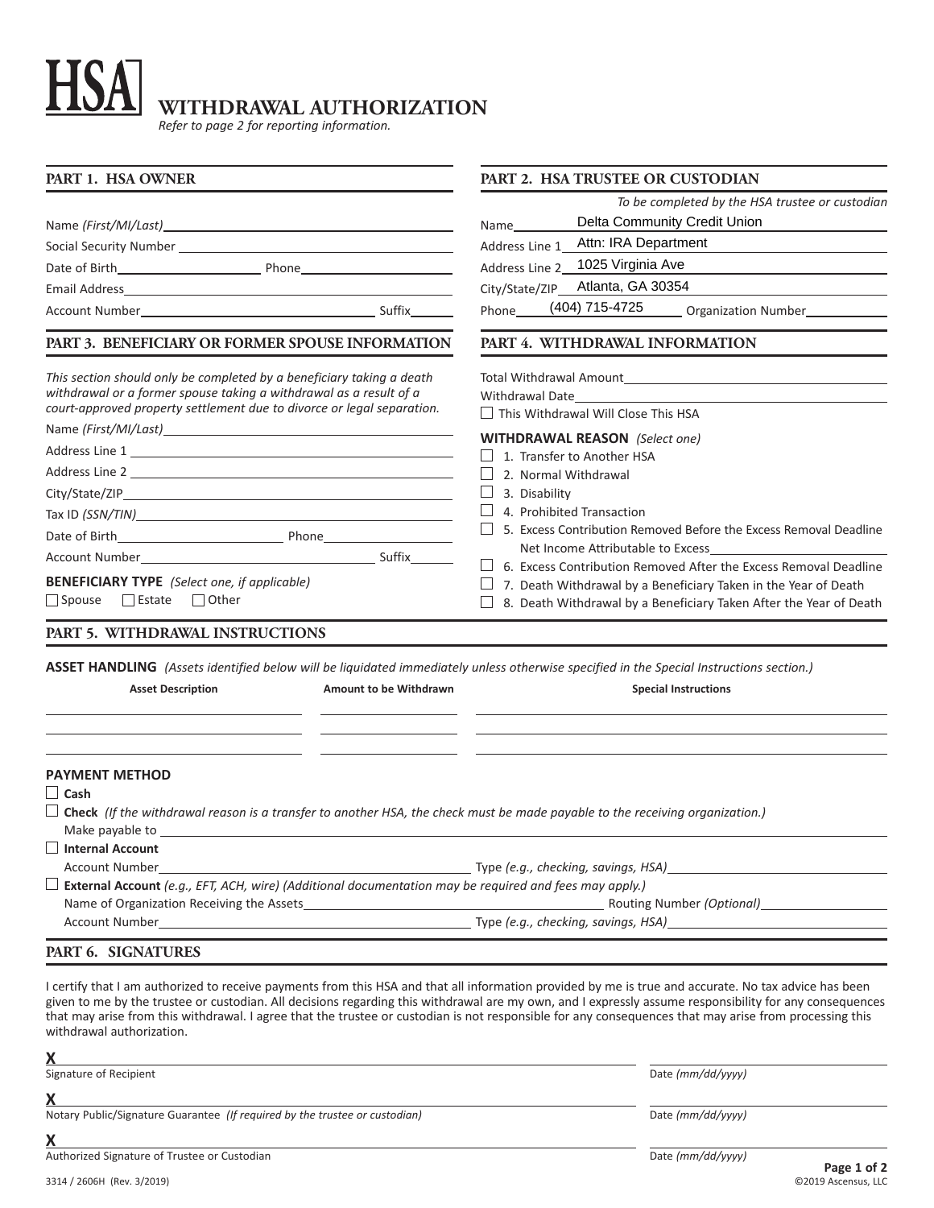# HSA WITHDRAWAL AUTHORIZATION

*Refer to page 2 for reporting information.*

## PART 1. HSA OWNER

Name *(First/MI/Last)* \_\_\_\_\_\_\_\_\_\_\_\_\_\_\_\_\_\_\_\_

Social Security Number \_\_\_\_\_\_\_\_\_\_\_\_\_\_\_\_\_\_\_\_

Date of Birth \_\_\_\_\_\_\_\_\_\_ Phone \_\_\_\_\_\_\_\_\_\_

Email Address \_\_\_\_\_\_\_\_\_\_\_\_\_\_\_\_\_\_\_\_

Account Number \_\_\_\_\_\_\_\_\_\_\_\_\_\_\_\_\_\_\_\_ Suffix \_\_\_\_\_\_

## PART 2. HSA TRUSTEE OR CUSTODIAN

*To be completed by the HSA trustee or custodian*

Name Delta Community Credit Union

Address Line 1 Attn: IRA Department

Address Line 2 1025 Virginia Ave

City/State/ZIP Atlanta, GA 30354

Phone (404) 715-4725 Organization Number \_\_\_\_\_\_\_\_\_\_

## PART 3. BENEFICIARY OR FORMER SPOUSE INFORMATION

*This section should only be completed by a beneficiary taking a death withdrawal or a former spouse taking a withdrawal as a result of a court-approved property settlement due to divorce or legal separation.*

Name *(First/MI/Last)* \_\_\_\_\_\_\_\_\_\_\_\_\_\_\_\_\_\_\_\_

Address Line 1 \_\_\_\_\_\_\_\_\_\_\_\_\_\_\_\_\_\_\_\_

Address Line 2 \_\_\_\_\_\_\_\_\_\_\_\_\_\_\_\_\_\_\_\_

City/State/ZIP \_\_\_\_\_\_\_\_\_\_\_\_\_\_\_\_\_\_\_\_

Tax ID *(SSN/TIN)* \_\_\_\_\_\_\_\_\_\_\_\_\_\_\_\_\_\_\_\_

Date of Birth \_\_\_\_\_\_\_\_\_\_ Phone \_\_\_\_\_\_\_\_\_\_

Account Number \_\_\_\_\_\_\_\_\_\_\_\_\_\_\_\_\_\_\_\_ Suffix \_\_\_\_\_\_

**BENEFICIARY TYPE** *(Select one, if applicable)*

☐ Spouse ☐ Estate ☐ Other

## PART 4. WITHDRAWAL INFORMATION

Total Withdrawal Amount \_\_\_\_\_\_\_\_\_\_\_\_\_\_\_\_\_\_\_\_

Withdrawal Date \_\_\_\_\_\_\_\_\_\_\_\_\_\_\_\_\_\_\_\_

☐ This Withdrawal Will Close This HSA

**WITHDRAWAL REASON** *(Select one)*

☐ 1. Transfer to Another HSA

☐ 2. Normal Withdrawal

☐ 3. Disability

☐ 4. Prohibited Transaction

☐ 5. Excess Contribution Removed Before the Excess Removal Deadline
Net Income Attributable to Excess \_\_\_\_\_\_\_\_\_\_

☐ 6. Excess Contribution Removed After the Excess Removal Deadline

☐ 7. Death Withdrawal by a Beneficiary Taken in the Year of Death

☐ 8. Death Withdrawal by a Beneficiary Taken After the Year of Death

## PART 5. WITHDRAWAL INSTRUCTIONS

**ASSET HANDLING** *(Assets identified below will be liquidated immediately unless otherwise specified in the Special Instructions section.)*

| Asset Description | Amount to be Withdrawn | Special Instructions |
| --- | --- | --- |
| | | |
| | | |
| | | |

**PAYMENT METHOD**

☐ **Cash**

☐ **Check** *(If the withdrawal reason is a transfer to another HSA, the check must be made payable to the receiving organization.)*
Make payable to \_\_\_\_\_\_\_\_\_\_\_\_\_\_\_\_\_\_\_\_

☐ **Internal Account**
Account Number \_\_\_\_\_\_\_\_\_\_\_\_\_\_\_\_\_\_\_\_ Type *(e.g., checking, savings, HSA)* \_\_\_\_\_\_\_\_\_\_

☐ **External Account** *(e.g., EFT, ACH, wire) (Additional documentation may be required and fees may apply.)*
Name of Organization Receiving the Assets \_\_\_\_\_\_\_\_\_\_\_\_\_\_\_\_\_\_\_\_ Routing Number *(Optional)* \_\_\_\_\_\_\_\_\_\_
Account Number \_\_\_\_\_\_\_\_\_\_\_\_\_\_\_\_\_\_\_\_ Type *(e.g., checking, savings, HSA)* \_\_\_\_\_\_\_\_\_\_

## PART 6. SIGNATURES

I certify that I am authorized to receive payments from this HSA and that all information provided by me is true and accurate. No tax advice has been given to me by the trustee or custodian. All decisions regarding this withdrawal are my own, and I expressly assume responsibility for any consequences that may arise from this withdrawal. I agree that the trustee or custodian is not responsible for any consequences that may arise from processing this withdrawal authorization.

**X** \_\_\_\_\_\_\_\_\_\_\_\_\_\_\_\_\_\_\_\_
Signature of Recipient — Date *(mm/dd/yyyy)* \_\_\_\_\_\_\_\_\_\_

**X** \_\_\_\_\_\_\_\_\_\_\_\_\_\_\_\_\_\_\_\_
Notary Public/Signature Guarantee *(If required by the trustee or custodian)* — Date *(mm/dd/yyyy)* \_\_\_\_\_\_\_\_\_\_

**X** \_\_\_\_\_\_\_\_\_\_\_\_\_\_\_\_\_\_\_\_
Authorized Signature of Trustee or Custodian — Date *(mm/dd/yyyy)* \_\_\_\_\_\_\_\_\_\_

3314 / 2606H (Rev. 3/2019) ©2019 Ascensus, LLC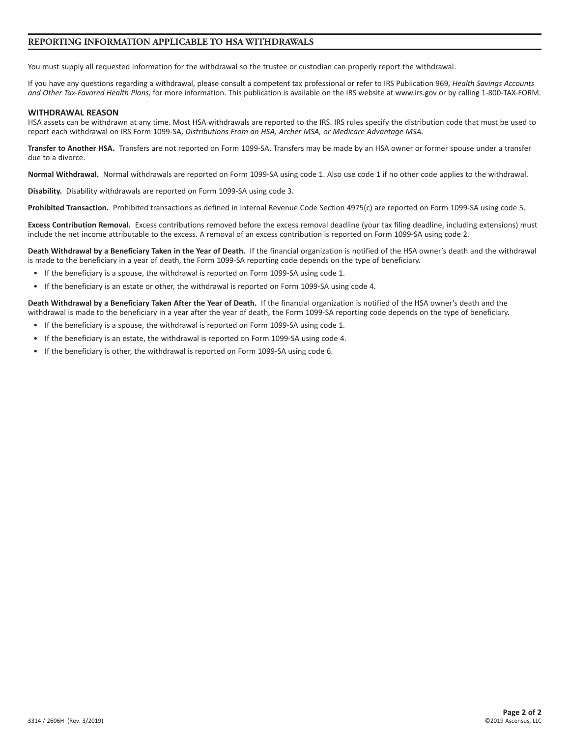## REPORTING INFORMATION APPLICABLE TO HSA WITHDRAWALS

You must supply all requested information for the withdrawal so the trustee or custodian can properly report the withdrawal.

If you have any questions regarding a withdrawal, please consult a competent tax professional or refer to IRS Publication 969, *Health Savings Accounts and Other Tax-Favored Health Plans,* for more information. This publication is available on the IRS website at www.irs.gov or by calling 1-800-TAX-FORM.

### WITHDRAWAL REASON

HSA assets can be withdrawn at any time. Most HSA withdrawals are reported to the IRS. IRS rules specify the distribution code that must be used to report each withdrawal on IRS Form 1099-SA, *Distributions From an HSA, Archer MSA, or Medicare Advantage MSA.*

**Transfer to Another HSA.** Transfers are not reported on Form 1099-SA. Transfers may be made by an HSA owner or former spouse under a transfer due to a divorce.

**Normal Withdrawal.** Normal withdrawals are reported on Form 1099-SA using code 1. Also use code 1 if no other code applies to the withdrawal.

**Disability.** Disability withdrawals are reported on Form 1099-SA using code 3.

**Prohibited Transaction.** Prohibited transactions as defined in Internal Revenue Code Section 4975(c) are reported on Form 1099-SA using code 5.

**Excess Contribution Removal.** Excess contributions removed before the excess removal deadline (your tax filing deadline, including extensions) must include the net income attributable to the excess. A removal of an excess contribution is reported on Form 1099-SA using code 2.

**Death Withdrawal by a Beneficiary Taken in the Year of Death.** If the financial organization is notified of the HSA owner's death and the withdrawal is made to the beneficiary in a year of death, the Form 1099-SA reporting code depends on the type of beneficiary.

- If the beneficiary is a spouse, the withdrawal is reported on Form 1099-SA using code 1.
- If the beneficiary is an estate or other, the withdrawal is reported on Form 1099-SA using code 4.

**Death Withdrawal by a Beneficiary Taken After the Year of Death.** If the financial organization is notified of the HSA owner's death and the withdrawal is made to the beneficiary in a year after the year of death, the Form 1099-SA reporting code depends on the type of beneficiary.

- If the beneficiary is a spouse, the withdrawal is reported on Form 1099-SA using code 1.
- If the beneficiary is an estate, the withdrawal is reported on Form 1099-SA using code 4.
- If the beneficiary is other, the withdrawal is reported on Form 1099-SA using code 6.

3314 / 2606H (Rev. 3/2019)

©2019 Ascensus, LLC